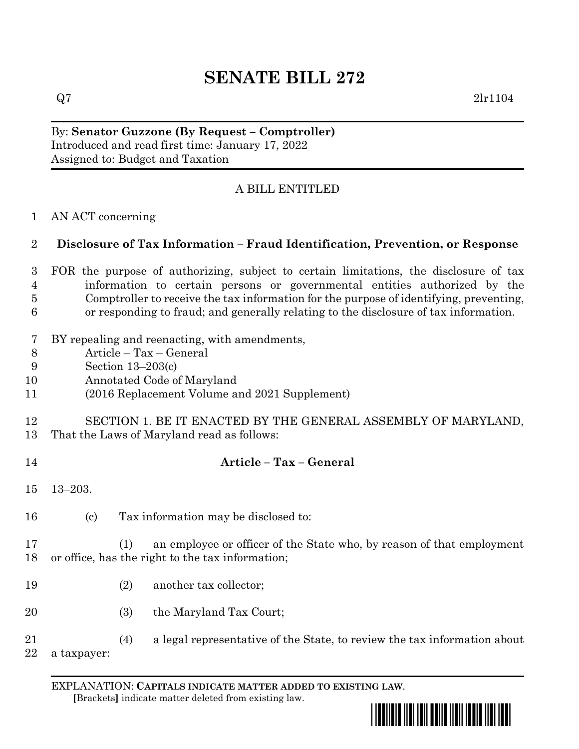# SENATE BILL 272

Q7 2lr1104

By: **Senator Guzzone (By Request – Comptroller)**
Introduced and read first time: January 17, 2022
Assigned to: Budget and Taxation

A BILL ENTITLED

1 AN ACT concerning

2 **Disclosure of Tax Information – Fraud Identification, Prevention, or Response**

3 FOR the purpose of authorizing, subject to certain limitations, the disclosure of tax
4 information to certain persons or governmental entities authorized by the
5 Comptroller to receive the tax information for the purpose of identifying, preventing,
6 or responding to fraud; and generally relating to the disclosure of tax information.

7 BY repealing and reenacting, with amendments,
8 Article – Tax – General
9 Section 13–203(c)
10 Annotated Code of Maryland
11 (2016 Replacement Volume and 2021 Supplement)

12 SECTION 1. BE IT ENACTED BY THE GENERAL ASSEMBLY OF MARYLAND,
13 That the Laws of Maryland read as follows:

14 **Article – Tax – General**

15 13–203.

16 (c) Tax information may be disclosed to:

17 (1) an employee or officer of the State who, by reason of that employment
18 or office, has the right to the tax information;

19 (2) another tax collector;

20 (3) the Maryland Tax Court;

21 (4) a legal representative of the State, to review the tax information about
22 a taxpayer:

EXPLANATION: **CAPITALS INDICATE MATTER ADDED TO EXISTING LAW**.
[Brackets] indicate matter deleted from existing law.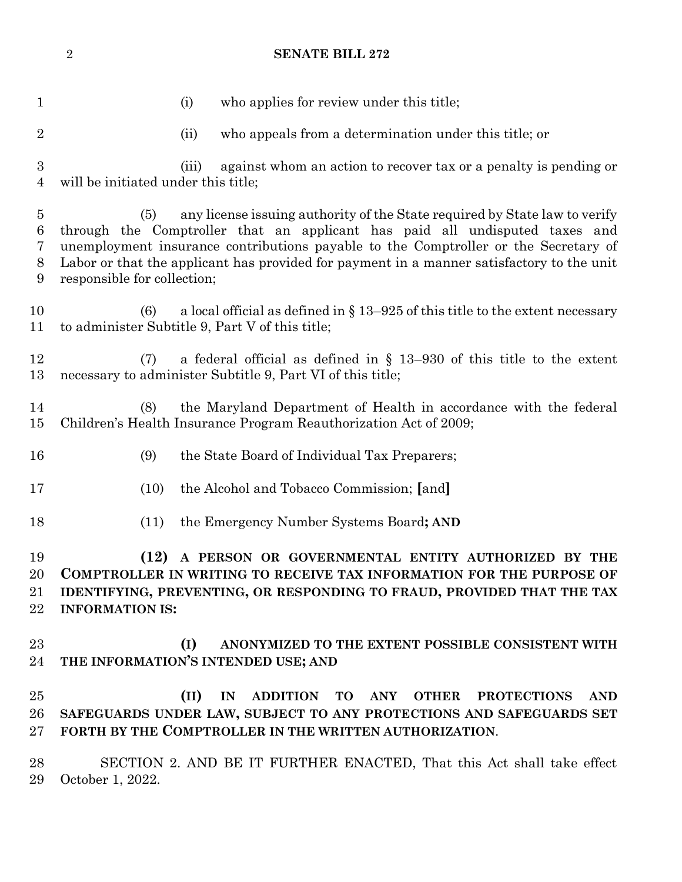(i) who applies for review under this title;

(ii) who appeals from a determination under this title; or

(iii) against whom an action to recover tax or a penalty is pending or will be initiated under this title;

(5) any license issuing authority of the State required by State law to verify through the Comptroller that an applicant has paid all undisputed taxes and unemployment insurance contributions payable to the Comptroller or the Secretary of Labor or that the applicant has provided for payment in a manner satisfactory to the unit responsible for collection;

(6) a local official as defined in § 13–925 of this title to the extent necessary to administer Subtitle 9, Part V of this title;

(7) a federal official as defined in § 13–930 of this title to the extent necessary to administer Subtitle 9, Part VI of this title;

(8) the Maryland Department of Health in accordance with the federal Children's Health Insurance Program Reauthorization Act of 2009;

(9) the State Board of Individual Tax Preparers;

(10) the Alcohol and Tobacco Commission; **[**and**]**

(11) the Emergency Number Systems Board**; AND**

**(12) A PERSON OR GOVERNMENTAL ENTITY AUTHORIZED BY THE COMPTROLLER IN WRITING TO RECEIVE TAX INFORMATION FOR THE PURPOSE OF IDENTIFYING, PREVENTING, OR RESPONDING TO FRAUD, PROVIDED THAT THE TAX INFORMATION IS:**

**(I) ANONYMIZED TO THE EXTENT POSSIBLE CONSISTENT WITH THE INFORMATION'S INTENDED USE; AND**

**(II) IN ADDITION TO ANY OTHER PROTECTIONS AND SAFEGUARDS UNDER LAW, SUBJECT TO ANY PROTECTIONS AND SAFEGUARDS SET FORTH BY THE COMPTROLLER IN THE WRITTEN AUTHORIZATION**.

SECTION 2. AND BE IT FURTHER ENACTED, That this Act shall take effect October 1, 2022.